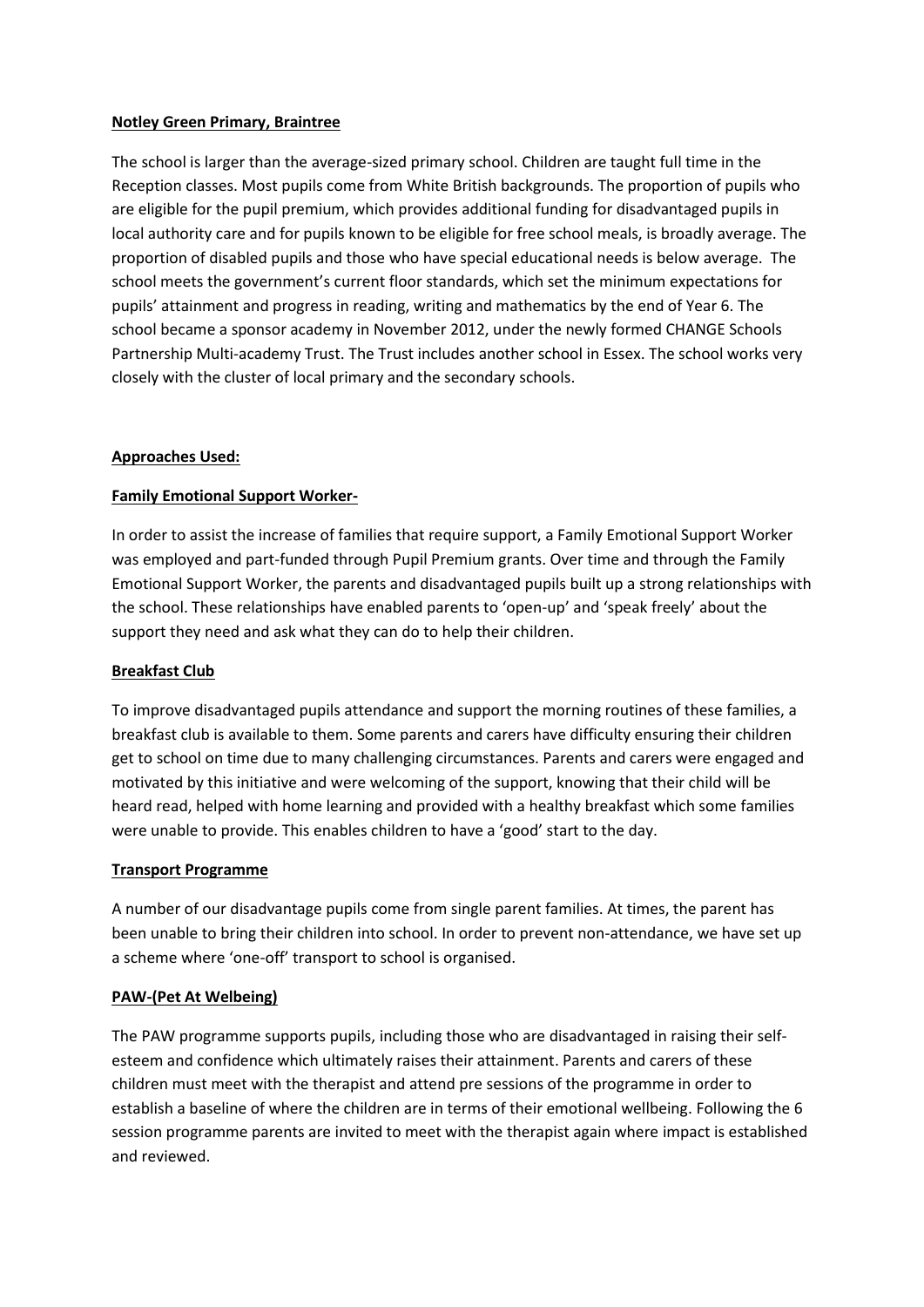**Notley Green Primary, Braintree**

The school is larger than the average-sized primary school. Children are taught full time in the Reception classes. Most pupils come from White British backgrounds. The proportion of pupils who are eligible for the pupil premium, which provides additional funding for disadvantaged pupils in local authority care and for pupils known to be eligible for free school meals, is broadly average. The proportion of disabled pupils and those who have special educational needs is below average. The school meets the government's current floor standards, which set the minimum expectations for pupils' attainment and progress in reading, writing and mathematics by the end of Year 6. The school became a sponsor academy in November 2012, under the newly formed CHANGE Schools Partnership Multi-academy Trust. The Trust includes another school in Essex. The school works very closely with the cluster of local primary and the secondary schools.

**Approaches Used:**

**Family Emotional Support Worker-**

In order to assist the increase of families that require support, a Family Emotional Support Worker was employed and part-funded through Pupil Premium grants. Over time and through the Family Emotional Support Worker, the parents and disadvantaged pupils built up a strong relationships with the school. These relationships have enabled parents to 'open-up' and 'speak freely' about the support they need and ask what they can do to help their children.

**Breakfast Club**

To improve disadvantaged pupils attendance and support the morning routines of these families, a breakfast club is available to them. Some parents and carers have difficulty ensuring their children get to school on time due to many challenging circumstances. Parents and carers were engaged and motivated by this initiative and were welcoming of the support, knowing that their child will be heard read, helped with home learning and provided with a healthy breakfast which some families were unable to provide. This enables children to have a 'good' start to the day.

**Transport Programme**

A number of our disadvantage pupils come from single parent families. At times, the parent has been unable to bring their children into school. In order to prevent non-attendance, we have set up a scheme where 'one-off' transport to school is organised.

**PAW-(Pet At Welbeing)**

The PAW programme supports pupils, including those who are disadvantaged in raising their self-esteem and confidence which ultimately raises their attainment. Parents and carers of these children must meet with the therapist and attend pre sessions of the programme in order to establish a baseline of where the children are in terms of their emotional wellbeing. Following the 6 session programme parents are invited to meet with the therapist again where impact is established and reviewed.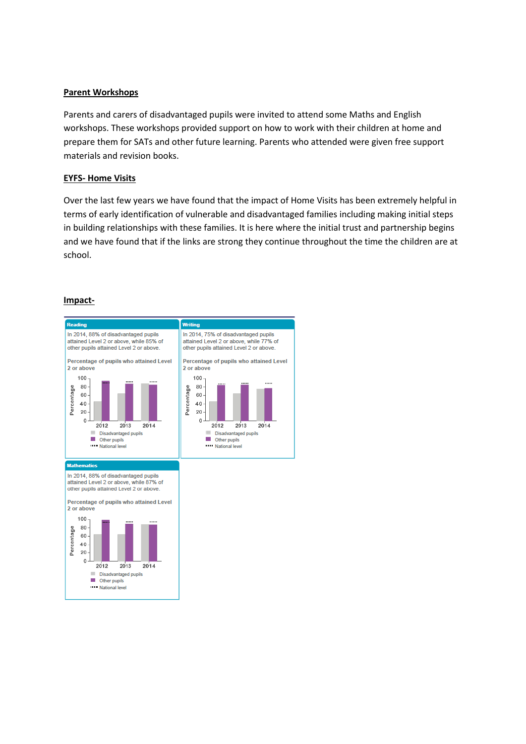**Parent Workshops**

Parents and carers of disadvantaged pupils were invited to attend some Maths and English workshops. These workshops provided support on how to work with their children at home and prepare them for SATs and other future learning. Parents who attended were given free support materials and revision books.

**EYFS- Home Visits**

Over the last few years we have found that the impact of Home Visits has been extremely helpful in terms of early identification of vulnerable and disadvantaged families including making initial steps in building relationships with these families. It is here where the initial trust and partnership begins and we have found that if the links are strong they continue throughout the time the children are at school.

**Impact-**

**Reading**

In 2014, 88% of disadvantaged pupils attained Level 2 or above, while 85% of other pupils attained Level 2 or above.

Percentage of pupils who attained Level 2 or above

**Writing**

In 2014, 75% of disadvantaged pupils attained Level 2 or above, while 77% of other pupils attained Level 2 or above.

Percentage of pupils who attained Level 2 or above

**Mathematics**

In 2014, 88% of disadvantaged pupils attained Level 2 or above, while 87% of other pupils attained Level 2 or above.

Percentage of pupils who attained Level 2 or above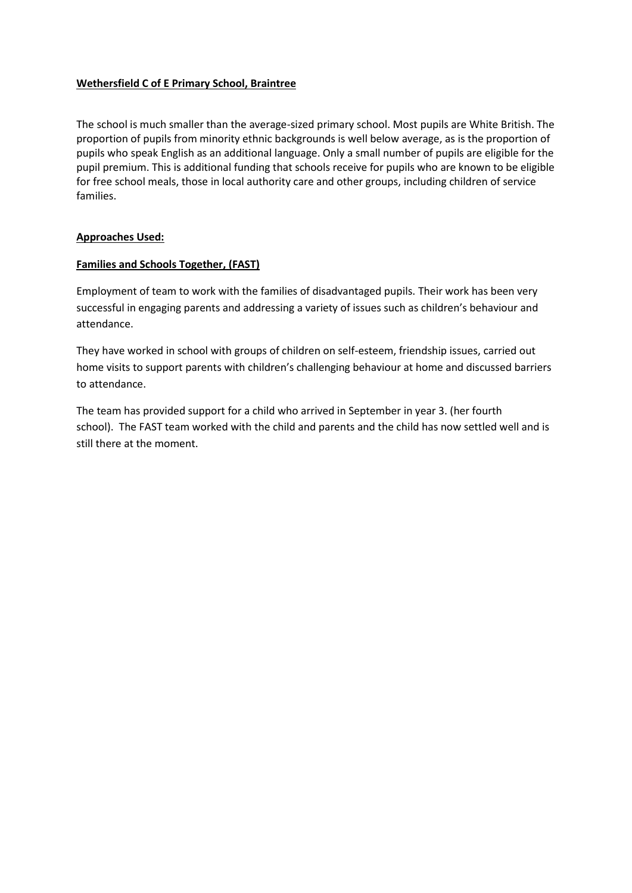**Wethersfield C of E Primary School, Braintree**

The school is much smaller than the average-sized primary school. Most pupils are White British. The proportion of pupils from minority ethnic backgrounds is well below average, as is the proportion of pupils who speak English as an additional language. Only a small number of pupils are eligible for the pupil premium. This is additional funding that schools receive for pupils who are known to be eligible for free school meals, those in local authority care and other groups, including children of service families.

**Approaches Used:**

**Families and Schools Together, (FAST)**

Employment of team to work with the families of disadvantaged pupils. Their work has been very successful in engaging parents and addressing a variety of issues such as children's behaviour and attendance.

They have worked in school with groups of children on self-esteem, friendship issues, carried out home visits to support parents with children's challenging behaviour at home and discussed barriers to attendance.

The team has provided support for a child who arrived in September in year 3. (her fourth school). The FAST team worked with the child and parents and the child has now settled well and is still there at the moment.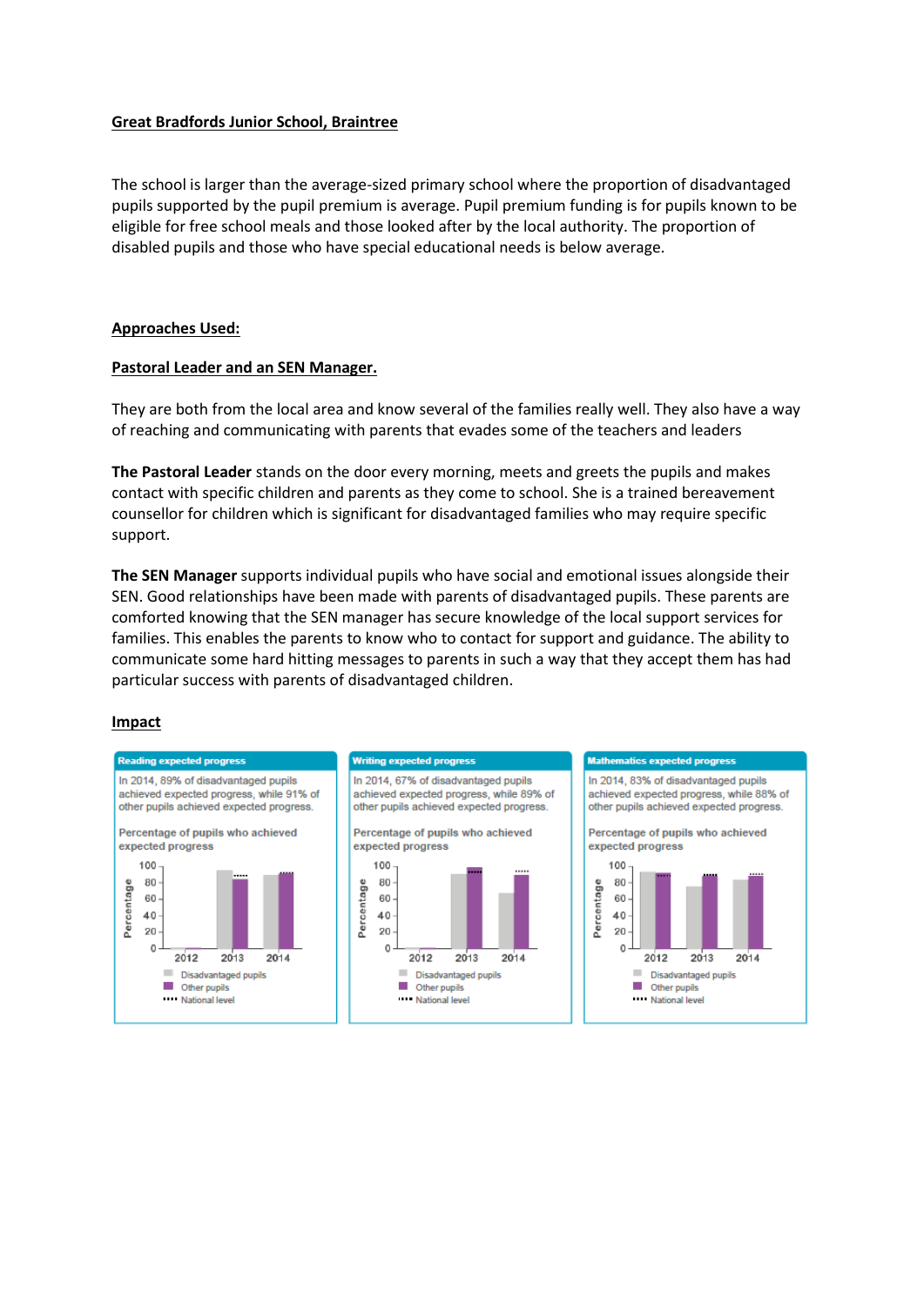## Great Bradfords Junior School, Braintree

The school is larger than the average-sized primary school where the proportion of disadvantaged pupils supported by the pupil premium is average. Pupil premium funding is for pupils known to be eligible for free school meals and those looked after by the local authority. The proportion of disabled pupils and those who have special educational needs is below average.

## Approaches Used:

### Pastoral Leader and an SEN Manager.

They are both from the local area and know several of the families really well. They also have a way of reaching and communicating with parents that evades some of the teachers and leaders

**The Pastoral Leader** stands on the door every morning, meets and greets the pupils and makes contact with specific children and parents as they come to school. She is a trained bereavement counsellor for children which is significant for disadvantaged families who may require specific support.

**The SEN Manager** supports individual pupils who have social and emotional issues alongside their SEN. Good relationships have been made with parents of disadvantaged pupils. These parents are comforted knowing that the SEN manager has secure knowledge of the local support services for families. This enables the parents to know who to contact for support and guidance. The ability to communicate some hard hitting messages to parents in such a way that they accept them has had particular success with parents of disadvantaged children.

## Impact

**Reading expected progress**

In 2014, 89% of disadvantaged pupils achieved expected progress, while 91% of other pupils achieved expected progress.

Percentage of pupils who achieved expected progress

Disadvantaged pupils / Other pupils / National level

**Writing expected progress**

In 2014, 67% of disadvantaged pupils achieved expected progress, while 89% of other pupils achieved expected progress.

Percentage of pupils who achieved expected progress

Disadvantaged pupils / Other pupils / National level

**Mathematics expected progress**

In 2014, 83% of disadvantaged pupils achieved expected progress, while 88% of other pupils achieved expected progress.

Percentage of pupils who achieved expected progress

Disadvantaged pupils / Other pupils / National level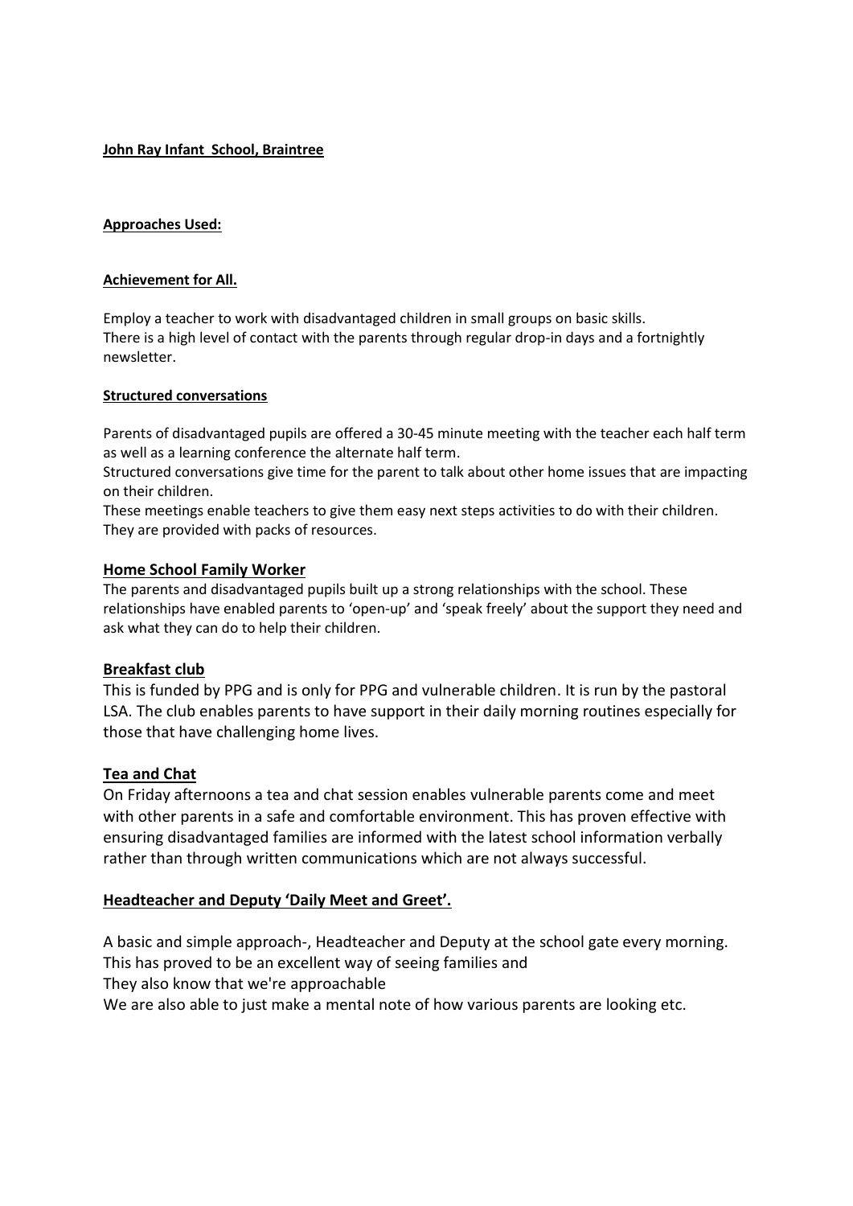**John Ray Infant  School, Braintree**

**Approaches Used:**

**Achievement for All.**

Employ a teacher to work with disadvantaged children in small groups on basic skills.
There is a high level of contact with the parents through regular drop-in days and a fortnightly newsletter.

**Structured conversations**

Parents of disadvantaged pupils are offered a 30-45 minute meeting with the teacher each half term as well as a learning conference the alternate half term.
Structured conversations give time for the parent to talk about other home issues that are impacting on their children.
These meetings enable teachers to give them easy next steps activities to do with their children.
They are provided with packs of resources.

**Home School Family Worker**

The parents and disadvantaged pupils built up a strong relationships with the school. These relationships have enabled parents to 'open-up' and 'speak freely' about the support they need and ask what they can do to help their children.

**Breakfast club**

This is funded by PPG and is only for PPG and vulnerable children. It is run by the pastoral LSA. The club enables parents to have support in their daily morning routines especially for those that have challenging home lives.

**Tea and Chat**

On Friday afternoons a tea and chat session enables vulnerable parents come and meet with other parents in a safe and comfortable environment. This has proven effective with ensuring disadvantaged families are informed with the latest school information verbally rather than through written communications which are not always successful.

**Headteacher and Deputy 'Daily Meet and Greet'.**

A basic and simple approach-, Headteacher and Deputy at the school gate every morning.
This has proved to be an excellent way of seeing families and
They also know that we're approachable
We are also able to just make a mental note of how various parents are looking etc.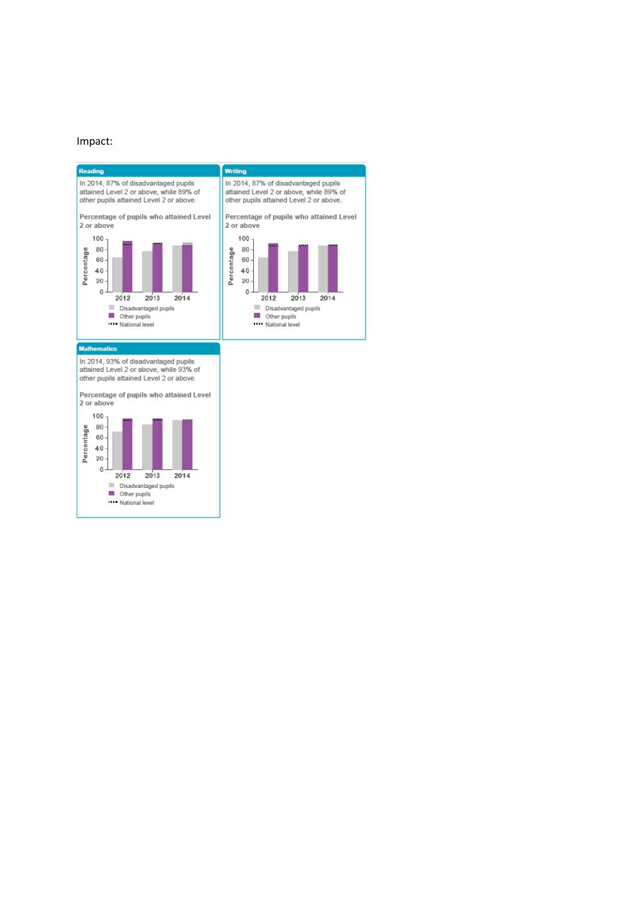Impact:

**Reading**

In 2014, 87% of disadvantaged pupils attained Level 2 or above, while 89% of other pupils attained Level 2 or above.

Percentage of pupils who attained Level 2 or above

- Disadvantaged pupils
- Other pupils
- National level

**Writing**

In 2014, 87% of disadvantaged pupils attained Level 2 or above, while 89% of other pupils attained Level 2 or above.

Percentage of pupils who attained Level 2 or above

- Disadvantaged pupils
- Other pupils
- National level

**Mathematics**

In 2014, 93% of disadvantaged pupils attained Level 2 or above, while 93% of other pupils attained Level 2 or above.

Percentage of pupils who attained Level 2 or above

- Disadvantaged pupils
- Other pupils
- National level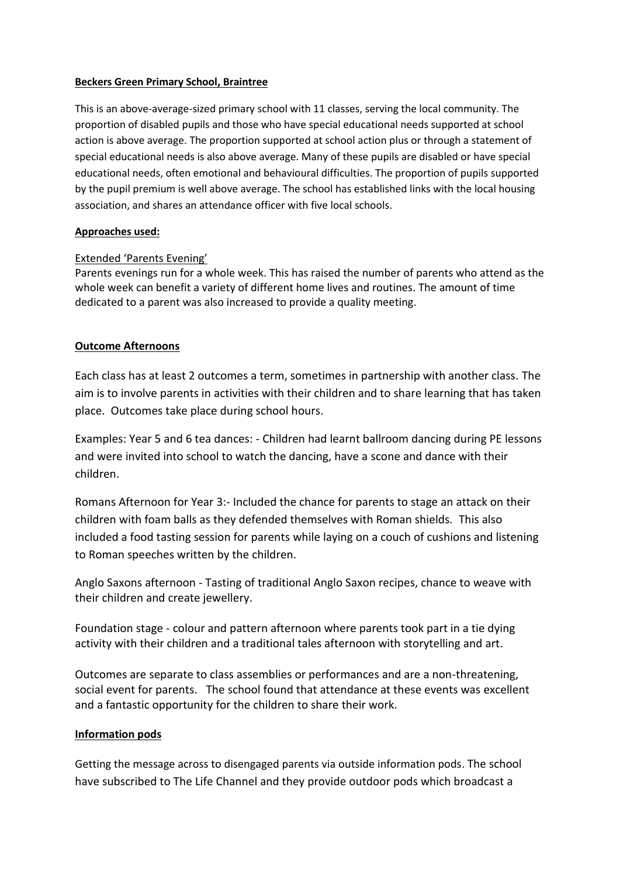**Beckers Green Primary School, Braintree**

This is an above-average-sized primary school with 11 classes, serving the local community. The proportion of disabled pupils and those who have special educational needs supported at school action is above average. The proportion supported at school action plus or through a statement of special educational needs is also above average. Many of these pupils are disabled or have special educational needs, often emotional and behavioural difficulties. The proportion of pupils supported by the pupil premium is well above average. The school has established links with the local housing association, and shares an attendance officer with five local schools.

**Approaches used:**

Extended 'Parents Evening'

Parents evenings run for a whole week. This has raised the number of parents who attend as the whole week can benefit a variety of different home lives and routines. The amount of time dedicated to a parent was also increased to provide a quality meeting.

**Outcome Afternoons**

Each class has at least 2 outcomes a term, sometimes in partnership with another class. The aim is to involve parents in activities with their children and to share learning that has taken place. Outcomes take place during school hours.

Examples: Year 5 and 6 tea dances: - Children had learnt ballroom dancing during PE lessons and were invited into school to watch the dancing, have a scone and dance with their children.

Romans Afternoon for Year 3:- Included the chance for parents to stage an attack on their children with foam balls as they defended themselves with Roman shields. This also included a food tasting session for parents while laying on a couch of cushions and listening to Roman speeches written by the children.

Anglo Saxons afternoon - Tasting of traditional Anglo Saxon recipes, chance to weave with their children and create jewellery.

Foundation stage - colour and pattern afternoon where parents took part in a tie dying activity with their children and a traditional tales afternoon with storytelling and art.

Outcomes are separate to class assemblies or performances and are a non-threatening, social event for parents. The school found that attendance at these events was excellent and a fantastic opportunity for the children to share their work.

**Information pods**

Getting the message across to disengaged parents via outside information pods. The school have subscribed to The Life Channel and they provide outdoor pods which broadcast a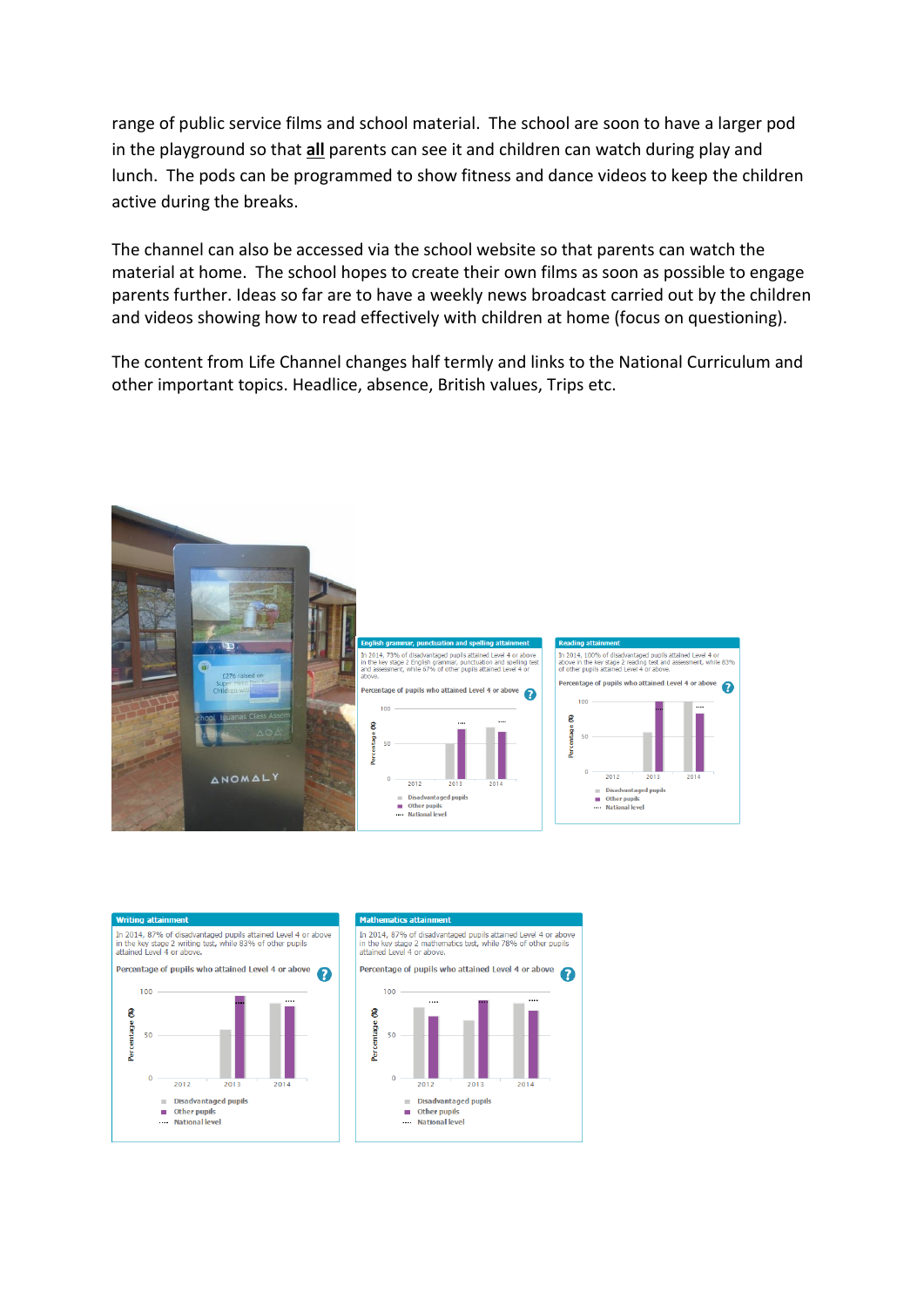range of public service films and school material. The school are soon to have a larger pod in the playground so that **all** parents can see it and children can watch during play and lunch. The pods can be programmed to show fitness and dance videos to keep the children active during the breaks.

The channel can also be accessed via the school website so that parents can watch the material at home. The school hopes to create their own films as soon as possible to engage parents further. Ideas so far are to have a weekly news broadcast carried out by the children and videos showing how to read effectively with children at home (focus on questioning).

The content from Life Channel changes half termly and links to the National Curriculum and other important topics. Headlice, absence, British values, Trips etc.

English grammar, punctuation and spelling attainment

In 2014, 73% of disadvantaged pupils attained Level 4 or above in the key stage 2 English grammar, punctuation and spelling test and assessment, while 67% of other pupils attained Level 4 or above.

Percentage of pupils who attained Level 4 or above

Reading attainment

In 2014, 100% of disadvantaged pupils attained Level 4 or above in the key stage 2 reading test and assessment, while 83% of other pupils attained Level 4 or above.

Percentage of pupils who attained Level 4 or above

Writing attainment

In 2014, 87% of disadvantaged pupils attained Level 4 or above in the key stage 2 writing test, while 83% of other pupils attained Level 4 or above.

Percentage of pupils who attained Level 4 or above

Mathematics attainment

In 2014, 87% of disadvantaged pupils attained Level 4 or above in the key stage 2 mathematics test, while 78% of other pupils attained Level 4 or above.

Percentage of pupils who attained Level 4 or above